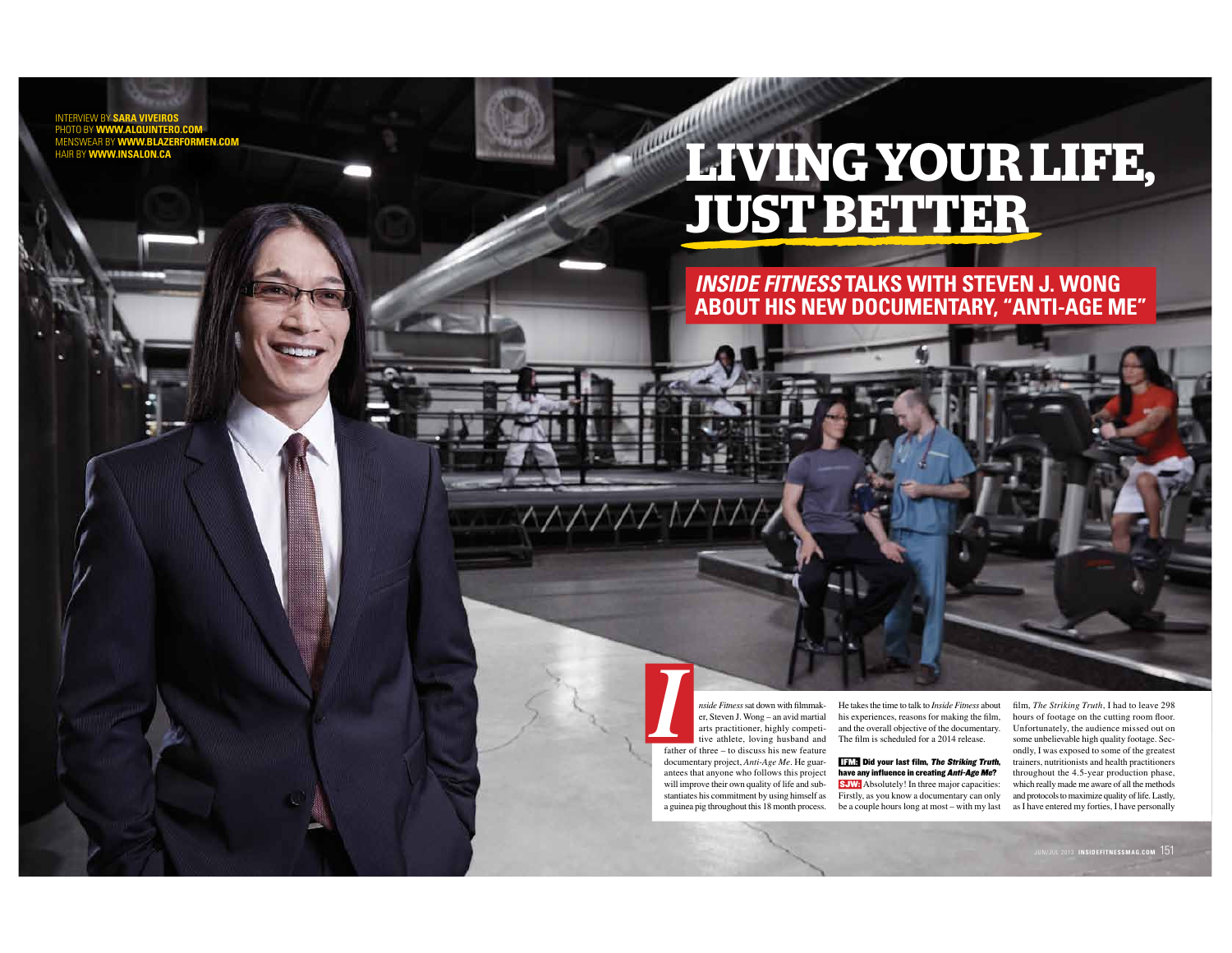INTERVIEW BY **SARA VIVEIROS**
PHOTO BY **WWW.ALQUINTERO.COM**
MENSWEAR BY **WWW.BLAZERFORMEN.COM**
HAIR BY **WWW.INSALON.CA**

# LIVING YOUR LIFE, JUST BETTER

## *INSIDE FITNESS* TALKS WITH STEVEN J. WONG ABOUT HIS NEW DOCUMENTARY, "ANTI-AGE ME"

*Inside Fitness* sat down with filmmaker, Steven J. Wong – an avid martial arts practitioner, highly competitive athlete, loving husband and father of three – to discuss his new feature documentary project, *Anti-Age Me*. He guarantees that anyone who follows this project will improve their own quality of life and substantiates his commitment by using himself as a guinea pig throughout this 18 month process. He takes the time to talk to *Inside Fitness* about his experiences, reasons for making the film, and the overall objective of the documentary. The film is scheduled for a 2014 release.

**IFM: Did your last film, *The Striking Truth*, have any influence in creating *Anti-Age Me*?**

**SJW:** Absolutely! In three major capacities: Firstly, as you know a documentary can only be a couple hours long at most – with my last film, *The Striking Truth*, I had to leave 298 hours of footage on the cutting room floor. Unfortunately, the audience missed out on some unbelievable high quality footage. Secondly, I was exposed to some of the greatest trainers, nutritionists and health practitioners throughout the 4.5-year production phase, which really made me aware of all the methods and protocols to maximize quality of life. Lastly, as I have entered my forties, I have personally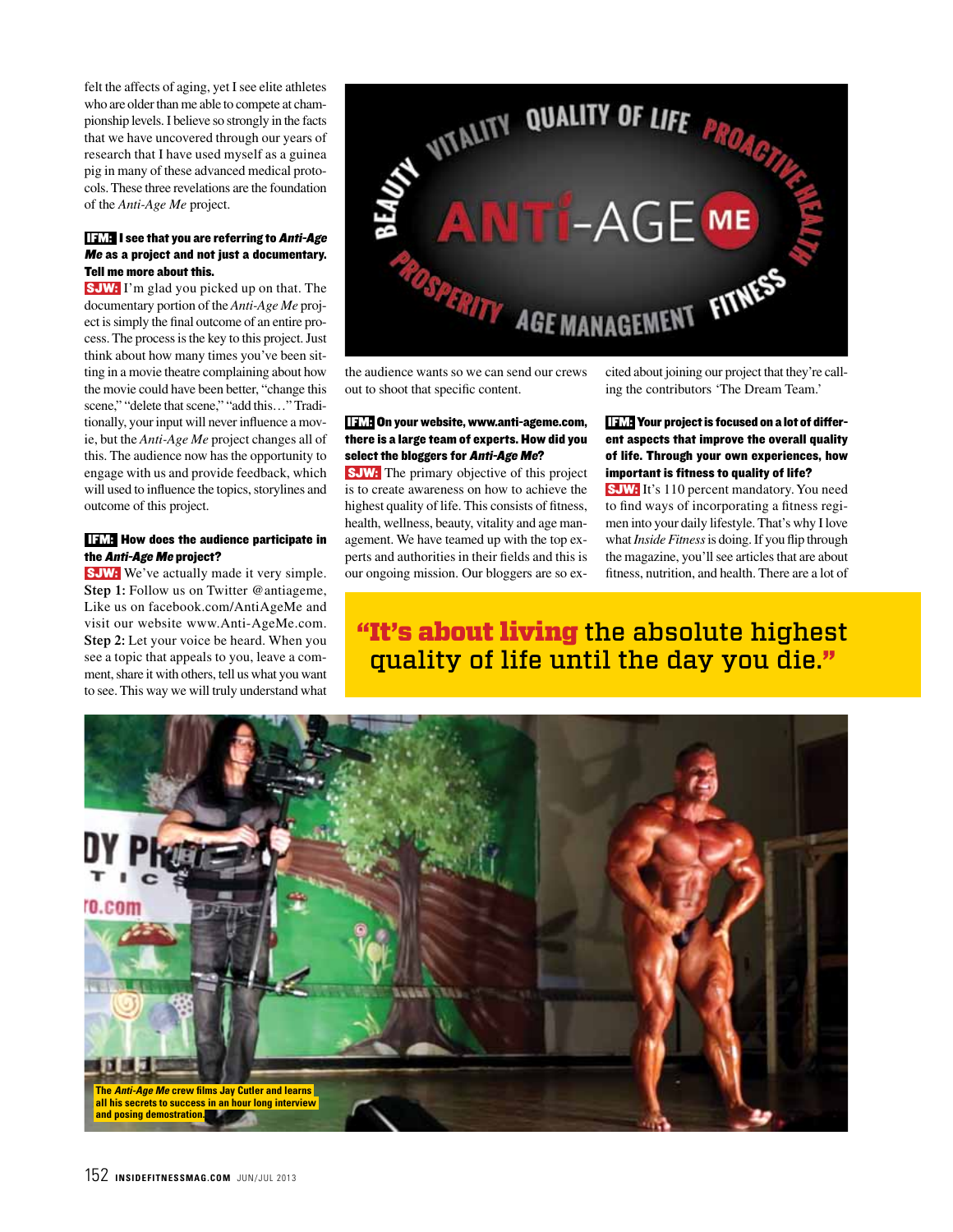felt the affects of aging, yet I see elite athletes who are older than me able to compete at championship levels. I believe so strongly in the facts that we have uncovered through our years of research that I have used myself as a guinea pig in many of these advanced medical protocols. These three revelations are the foundation of the *Anti-Age Me* project.

**IFM: I see that you are referring to *Anti-Age Me* as a project and not just a documentary. Tell me more about this.**

**SJW:** I'm glad you picked up on that. The documentary portion of the *Anti-Age Me* project is simply the final outcome of an entire process. The process is the key to this project. Just think about how many times you've been sitting in a movie theatre complaining about how the movie could have been better, "change this scene," "delete that scene," "add this…" Traditionally, your input will never influence a movie, but the *Anti-Age Me* project changes all of this. The audience now has the opportunity to engage with us and provide feedback, which will used to influence the topics, storylines and outcome of this project.

**IFM: How does the audience participate in the *Anti-Age Me* project?**

**SJW:** We've actually made it very simple. **Step 1:** Follow us on Twitter @antiageme, Like us on facebook.com/AntiAgeMe and visit our website www.Anti-AgeMe.com. **Step 2:** Let your voice be heard. When you see a topic that appeals to you, leave a comment, share it with others, tell us what you want to see. This way we will truly understand what the audience wants so we can send our crews out to shoot that specific content.

**IFM: On your website, www.anti-ageme.com, there is a large team of experts. How did you select the bloggers for *Anti-Age Me*?**

**SJW:** The primary objective of this project is to create awareness on how to achieve the highest quality of life. This consists of fitness, health, wellness, beauty, vitality and age management. We have teamed up with the top experts and authorities in their fields and this is our ongoing mission. Our bloggers are so excited about joining our project that they're calling the contributors 'The Dream Team.'

**IFM: Your project is focused on a lot of different aspects that improve the overall quality of life. Through your own experiences, how important is fitness to quality of life?**

**SJW:** It's 110 percent mandatory. You need to find ways of incorporating a fitness regimen into your daily lifestyle. That's why I love what *Inside Fitness* is doing. If you flip through the magazine, you'll see articles that are about fitness, nutrition, and health. There are a lot of

> **"It's about living the absolute highest quality of life until the day you die."**

The *Anti-Age Me* crew films Jay Cutler and learns all his secrets to success in an hour long interview and posing demonstration.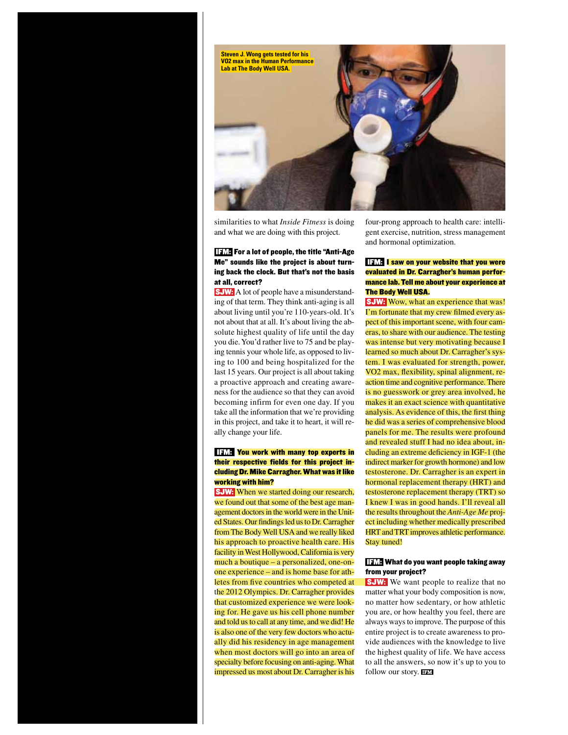Steven J. Wong gets tested for his VO2 max in the Human Performance Lab at The Body Well USA.

similarities to what *Inside Fitness* is doing and what we are doing with this project.

**IFM: For a lot of people, the title "Anti-Age Me" sounds like the project is about turning back the clock. But that's not the basis at all, correct?**

**SJW:** A lot of people have a misunderstanding of that term. They think anti-aging is all about living until you're 110-years-old. It's not about that at all. It's about living the absolute highest quality of life until the day you die. You'd rather live to 75 and be playing tennis your whole life, as opposed to living to 100 and being hospitalized for the last 15 years. Our project is all about taking a proactive approach and creating awareness for the audience so that they can avoid becoming infirm for even one day. If you take all the information that we're providing in this project, and take it to heart, it will really change your life.

**IFM: You work with many top experts in their respective fields for this project including Dr. Mike Carragher. What was it like working with him?**

**SJW:** When we started doing our research, we found out that some of the best age management doctors in the world were in the United States. Our findings led us to Dr. Carragher from The Body Well USA and we really liked his approach to proactive health care. His facility in West Hollywood, California is very much a boutique – a personalized, one-on-one experience – and is home base for athletes from five countries who competed at the 2012 Olympics. Dr. Carragher provides that customized experience we were looking for. He gave us his cell phone number and told us to call at any time, and we did! He is also one of the very few doctors who actually did his residency in age management when most doctors will go into an area of specialty before focusing on anti-aging. What impressed us most about Dr. Carragher is his four-prong approach to health care: intelligent exercise, nutrition, stress management and hormonal optimization.

**IFM: I saw on your website that you were evaluated in Dr. Carragher's human performance lab. Tell me about your experience at The Body Well USA.**

**SJW:** Wow, what an experience that was! I'm fortunate that my crew filmed every aspect of this important scene, with four cameras, to share with our audience. The testing was intense but very motivating because I learned so much about Dr. Carragher's system. I was evaluated for strength, power, VO2 max, flexibility, spinal alignment, reaction time and cognitive performance. There is no guesswork or grey area involved, he makes it an exact science with quantitative analysis. As evidence of this, the first thing he did was a series of comprehensive blood panels for me. The results were profound and revealed stuff I had no idea about, including an extreme deficiency in IGF-1 (the indirect marker for growth hormone) and low testosterone. Dr. Carragher is an expert in hormonal replacement therapy (HRT) and testosterone replacement therapy (TRT) so I knew I was in good hands. I'll reveal all the results throughout the *Anti-Age Me* project including whether medically prescribed HRT and TRT improves athletic performance. Stay tuned!

**IFM: What do you want people taking away from your project?**

**SJW:** We want people to realize that no matter what your body composition is now, no matter how sedentary, or how athletic you are, or how healthy you feel, there are always ways to improve. The purpose of this entire project is to create awareness to provide audiences with the knowledge to live the highest quality of life. We have access to all the answers, so now it's up to you to follow our story. IFM